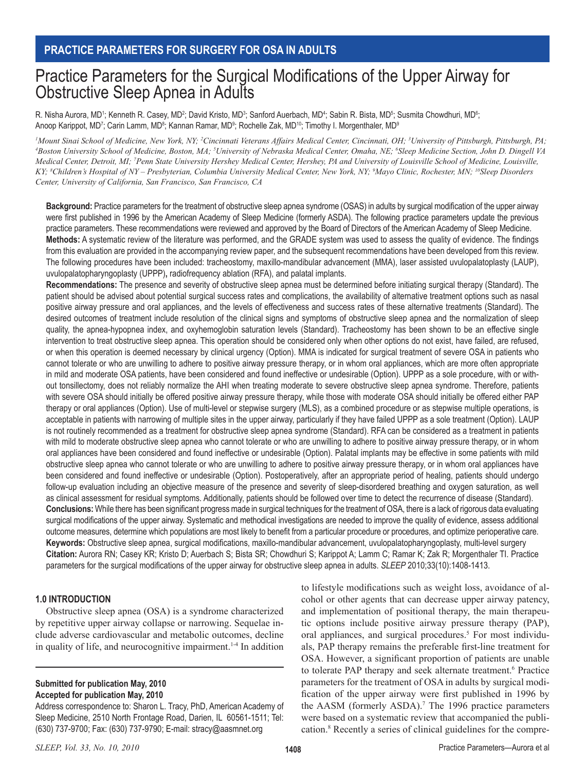## PRACTICE PARAMETERS FOR SURGERY FOR OSA IN ADULTS

# Practice Parameters for the Surgical Modifications of the Upper Airway for Obstructive Sleep Apnea in Adults

R. Nisha Aurora, MD[1]; Kenneth R. Casey, MD[2]; David Kristo, MD[3]; Sanford Auerbach, MD[4]; Sabin R. Bista, MD[5]; Susmita Chowdhuri, MD[6]; Anoop Karippot, MD[7]; Carin Lamm, MD[8]; Kannan Ramar, MD[9]; Rochelle Zak, MD[10]; Timothy I. Morgenthaler, MD[9]

*[1]Mount Sinai School of Medicine, New York, NY; [2]Cincinnati Veterans Affairs Medical Center, Cincinnati, OH; [3]University of Pittsburgh, Pittsburgh, PA; [4]Boston University School of Medicine, Boston, MA; [5]University of Nebraska Medical Center, Omaha, NE; [6]Sleep Medicine Section, John D. Dingell VA Medical Center, Detroit, MI; [7]Penn State University Hershey Medical Center, Hershey, PA and University of Louisville School of Medicine, Louisville, KY; [8]Children's Hospital of NY – Presbyterian, Columbia University Medical Center, New York, NY; [9]Mayo Clinic, Rochester, MN; [10]Sleep Disorders Center, University of California, San Francisco, San Francisco, CA*

**Background:** Practice parameters for the treatment of obstructive sleep apnea syndrome (OSAS) in adults by surgical modification of the upper airway were first published in 1996 by the American Academy of Sleep Medicine (formerly ASDA). The following practice parameters update the previous practice parameters. These recommendations were reviewed and approved by the Board of Directors of the American Academy of Sleep Medicine.
**Methods:** A systematic review of the literature was performed, and the GRADE system was used to assess the quality of evidence. The findings from this evaluation are provided in the accompanying review paper, and the subsequent recommendations have been developed from this review. The following procedures have been included: tracheostomy, maxillo-mandibular advancement (MMA), laser assisted uvulopalatoplasty (LAUP), uvulopalatopharyngoplasty (UPPP), radiofrequency ablation (RFA), and palatal implants.
**Recommendations:** The presence and severity of obstructive sleep apnea must be determined before initiating surgical therapy (Standard). The patient should be advised about potential surgical success rates and complications, the availability of alternative treatment options such as nasal positive airway pressure and oral appliances, and the levels of effectiveness and success rates of these alternative treatments (Standard). The desired outcomes of treatment include resolution of the clinical signs and symptoms of obstructive sleep apnea and the normalization of sleep quality, the apnea-hypopnea index, and oxyhemoglobin saturation levels (Standard). Tracheostomy has been shown to be an effective single intervention to treat obstructive sleep apnea. This operation should be considered only when other options do not exist, have failed, are refused, or when this operation is deemed necessary by clinical urgency (Option). MMA is indicated for surgical treatment of severe OSA in patients who cannot tolerate or who are unwilling to adhere to positive airway pressure therapy, or in whom oral appliances, which are more often appropriate in mild and moderate OSA patients, have been considered and found ineffective or undesirable (Option). UPPP as a sole procedure, with or without tonsillectomy, does not reliably normalize the AHI when treating moderate to severe obstructive sleep apnea syndrome. Therefore, patients with severe OSA should initially be offered positive airway pressure therapy, while those with moderate OSA should initially be offered either PAP therapy or oral appliances (Option). Use of multi-level or stepwise surgery (MLS), as a combined procedure or as stepwise multiple operations, is acceptable in patients with narrowing of multiple sites in the upper airway, particularly if they have failed UPPP as a sole treatment (Option). LAUP is not routinely recommended as a treatment for obstructive sleep apnea syndrome (Standard). RFA can be considered as a treatment in patients with mild to moderate obstructive sleep apnea who cannot tolerate or who are unwilling to adhere to positive airway pressure therapy, or in whom oral appliances have been considered and found ineffective or undesirable (Option). Palatal implants may be effective in some patients with mild obstructive sleep apnea who cannot tolerate or who are unwilling to adhere to positive airway pressure therapy, or in whom oral appliances have been considered and found ineffective or undesirable (Option). Postoperatively, after an appropriate period of healing, patients should undergo follow-up evaluation including an objective measure of the presence and severity of sleep-disordered breathing and oxygen saturation, as well as clinical assessment for residual symptoms. Additionally, patients should be followed over time to detect the recurrence of disease (Standard).
**Conclusions:** While there has been significant progress made in surgical techniques for the treatment of OSA, there is a lack of rigorous data evaluating surgical modifications of the upper airway. Systematic and methodical investigations are needed to improve the quality of evidence, assess additional outcome measures, determine which populations are most likely to benefit from a particular procedure or procedures, and optimize perioperative care.
**Keywords:** Obstructive sleep apnea, surgical modifications, maxillo-mandibular advancement, uvulopalatopharyngoplasty, multi-level surgery
**Citation:** Aurora RN; Casey KR; Kristo D; Auerbach S; Bista SR; Chowdhuri S; Karippot A; Lamm C; Ramar K; Zak R; Morgenthaler TI. Practice parameters for the surgical modifications of the upper airway for obstructive sleep apnea in adults. *SLEEP* 2010;33(10):1408-1413.

## 1.0 INTRODUCTION

Obstructive sleep apnea (OSA) is a syndrome characterized by repetitive upper airway collapse or narrowing. Sequelae include adverse cardiovascular and metabolic outcomes, decline in quality of life, and neurocognitive impairment.[1-4] In addition to lifestyle modifications such as weight loss, avoidance of alcohol or other agents that can decrease upper airway patency, and implementation of positional therapy, the main therapeutic options include positive airway pressure therapy (PAP), oral appliances, and surgical procedures.[5] For most individuals, PAP therapy remains the preferable first-line treatment for OSA. However, a significant proportion of patients are unable to tolerate PAP therapy and seek alternate treatment.[6] Practice parameters for the treatment of OSA in adults by surgical modification of the upper airway were first published in 1996 by the AASM (formerly ASDA).[7] The 1996 practice parameters were based on a systematic review that accompanied the publication.[8] Recently a series of clinical guidelines for the compre-

**Submitted for publication May, 2010**
**Accepted for publication May, 2010**

Address correspondence to: Sharon L. Tracy, PhD, American Academy of Sleep Medicine, 2510 North Frontage Road, Darien, IL 60561-1511; Tel: (630) 737-9700; Fax: (630) 737-9790; E-mail: stracy@aasmnet.org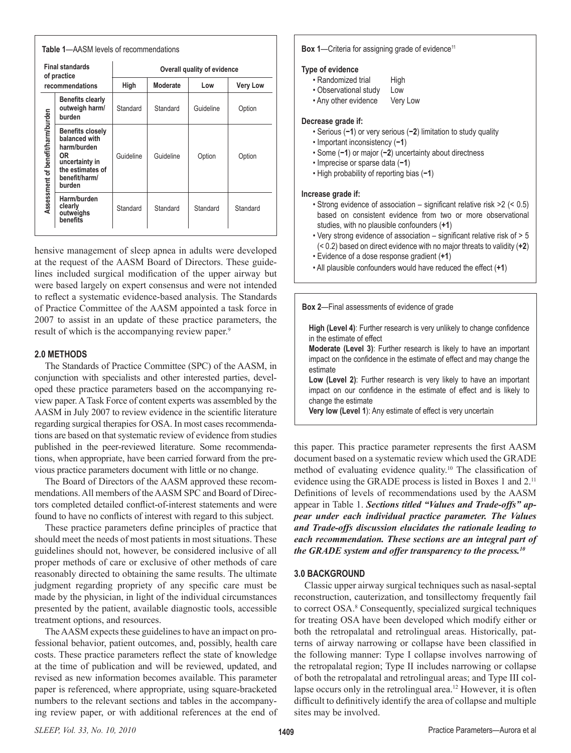**Table 1**—AASM levels of recommendations

| Final standards of practice recommendations | | Overall quality of evidence | | | |
|---|---|---|---|---|---|
| | | High | Moderate | Low | Very Low |
| Assessment of benefit/harm/burden | Benefits clearly outweigh harm/ burden | Standard | Standard | Guideline | Option |
| | Benefits closely balanced with harm/burden OR uncertainty in the estimates of benefit/harm/ burden | Guideline | Guideline | Option | Option |
| | Harm/burden clearly outweighs benefits | Standard | Standard | Standard | Standard |

hensive management of sleep apnea in adults were developed at the request of the AASM Board of Directors. These guidelines included surgical modification of the upper airway but were based largely on expert consensus and were not intended to reflect a systematic evidence-based analysis. The Standards of Practice Committee of the AASM appointed a task force in 2007 to assist in an update of these practice parameters, the result of which is the accompanying review paper.[9]

## 2.0 METHODS

The Standards of Practice Committee (SPC) of the AASM, in conjunction with specialists and other interested parties, developed these practice parameters based on the accompanying review paper. A Task Force of content experts was assembled by the AASM in July 2007 to review evidence in the scientific literature regarding surgical therapies for OSA. In most cases recommendations are based on that systematic review of evidence from studies published in the peer-reviewed literature. Some recommendations, when appropriate, have been carried forward from the previous practice parameters document with little or no change.

The Board of Directors of the AASM approved these recommendations. All members of the AASM SPC and Board of Directors completed detailed conflict-of-interest statements and were found to have no conflicts of interest with regard to this subject.

These practice parameters define principles of practice that should meet the needs of most patients in most situations. These guidelines should not, however, be considered inclusive of all proper methods of care or exclusive of other methods of care reasonably directed to obtaining the same results. The ultimate judgment regarding propriety of any specific care must be made by the physician, in light of the individual circumstances presented by the patient, available diagnostic tools, accessible treatment options, and resources.

The AASM expects these guidelines to have an impact on professional behavior, patient outcomes, and, possibly, health care costs. These practice parameters reflect the state of knowledge at the time of publication and will be reviewed, updated, and revised as new information becomes available. This parameter paper is referenced, where appropriate, using square-bracketed numbers to the relevant sections and tables in the accompanying review paper, or with additional references at the end of this paper. This practice parameter represents the first AASM document based on a systematic review which used the GRADE method of evaluating evidence quality.[10] The classification of evidence using the GRADE process is listed in Boxes 1 and 2.[11] Definitions of levels of recommendations used by the AASM appear in Table 1. ***Sections titled "Values and Trade-offs" appear under each individual practice parameter. The Values and Trade-offs discussion elucidates the rationale leading to each recommendation. These sections are an integral part of the GRADE system and offer transparency to the process.[10]***

**Box 1**—Criteria for assigning grade of evidence[11]

**Type of evidence**

- Randomized trial — High
- Observational study — Low
- Any other evidence — Very Low

**Decrease grade if:**

- Serious (**−1**) or very serious (**−2**) limitation to study quality
- Important inconsistency (**−1**)
- Some (**−1**) or major (**−2**) uncertainty about directness
- Imprecise or sparse data (**−1**)
- High probability of reporting bias (**−1**)

**Increase grade if:**

- Strong evidence of association – significant relative risk >2 (< 0.5) based on consistent evidence from two or more observational studies, with no plausible confounders (**+1**)
- Very strong evidence of association – significant relative risk of > 5 (< 0.2) based on direct evidence with no major threats to validity (**+2**)
- Evidence of a dose response gradient (**+1**)
- All plausible confounders would have reduced the effect (**+1**)

**Box 2**—Final assessments of evidence of grade

**High (Level 4)**: Further research is very unlikely to change confidence in the estimate of effect
**Moderate (Level 3)**: Further research is likely to have an important impact on the confidence in the estimate of effect and may change the estimate
**Low (Level 2)**: Further research is very likely to have an important impact on our confidence in the estimate of effect and is likely to change the estimate
**Very low (Level 1)**: Any estimate of effect is very uncertain

## 3.0 BACKGROUND

Classic upper airway surgical techniques such as nasal-septal reconstruction, cauterization, and tonsillectomy frequently fail to correct OSA.[8] Consequently, specialized surgical techniques for treating OSA have been developed which modify either or both the retropalatal and retrolingual areas. Historically, patterns of airway narrowing or collapse have been classified in the following manner: Type I collapse involves narrowing of the retropalatal region; Type II includes narrowing or collapse of both the retropalatal and retrolingual areas; and Type III collapse occurs only in the retrolingual area.[12] However, it is often difficult to definitively identify the area of collapse and multiple sites may be involved.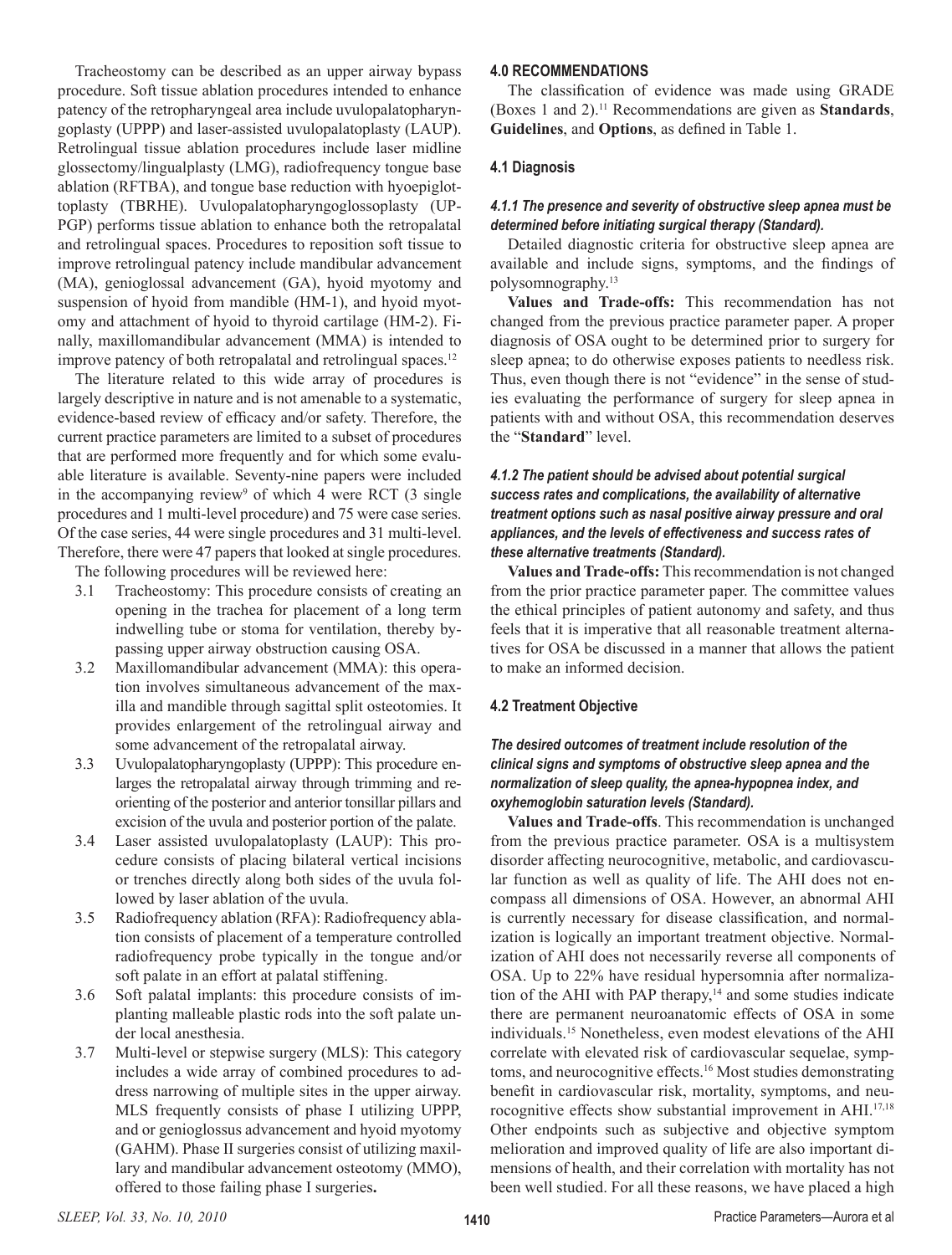Tracheostomy can be described as an upper airway bypass procedure. Soft tissue ablation procedures intended to enhance patency of the retropharyngeal area include uvulopalatopharyngoplasty (UPPP) and laser-assisted uvulopalatoplasty (LAUP). Retrolingual tissue ablation procedures include laser midline glossectomy/lingualplasty (LMG), radiofrequency tongue base ablation (RFTBA), and tongue base reduction with hyoepiglottoplasty (TBRHE). Uvulopalatopharyngoglossoplasty (UPPGP) performs tissue ablation to enhance both the retropalatal and retrolingual spaces. Procedures to reposition soft tissue to improve retrolingual patency include mandibular advancement (MA), genioglossal advancement (GA), hyoid myotomy and suspension of hyoid from mandible (HM-1), and hyoid myotomy and attachment of hyoid to thyroid cartilage (HM-2). Finally, maxillomandibular advancement (MMA) is intended to improve patency of both retropalatal and retrolingual spaces.[12]

The literature related to this wide array of procedures is largely descriptive in nature and is not amenable to a systematic, evidence-based review of efficacy and/or safety. Therefore, the current practice parameters are limited to a subset of procedures that are performed more frequently and for which some evaluable literature is available. Seventy-nine papers were included in the accompanying review[9] of which 4 were RCT (3 single procedures and 1 multi-level procedure) and 75 were case series. Of the case series, 44 were single procedures and 31 multi-level. Therefore, there were 47 papers that looked at single procedures.

The following procedures will be reviewed here:

- 3.1 Tracheostomy: This procedure consists of creating an opening in the trachea for placement of a long term indwelling tube or stoma for ventilation, thereby bypassing upper airway obstruction causing OSA.
- 3.2 Maxillomandibular advancement (MMA): this operation involves simultaneous advancement of the maxilla and mandible through sagittal split osteotomies. It provides enlargement of the retrolingual airway and some advancement of the retropalatal airway.
- 3.3 Uvulopalatopharyngoplasty (UPPP): This procedure enlarges the retropalatal airway through trimming and reorienting of the posterior and anterior tonsillar pillars and excision of the uvula and posterior portion of the palate.
- 3.4 Laser assisted uvulopalatoplasty (LAUP): This procedure consists of placing bilateral vertical incisions or trenches directly along both sides of the uvula followed by laser ablation of the uvula.
- 3.5 Radiofrequency ablation (RFA): Radiofrequency ablation consists of placement of a temperature controlled radiofrequency probe typically in the tongue and/or soft palate in an effort at palatal stiffening.
- 3.6 Soft palatal implants: this procedure consists of implanting malleable plastic rods into the soft palate under local anesthesia.
- 3.7 Multi-level or stepwise surgery (MLS): This category includes a wide array of combined procedures to address narrowing of multiple sites in the upper airway. MLS frequently consists of phase I utilizing UPPP, and or genioglossus advancement and hyoid myotomy (GAHM). Phase II surgeries consist of utilizing maxillary and mandibular advancement osteotomy (MMO), offered to those failing phase I surgeries**.**

## 4.0 RECOMMENDATIONS

The classification of evidence was made using GRADE (Boxes 1 and 2).[11] Recommendations are given as **Standards**, **Guidelines**, and **Options**, as defined in Table 1.

### 4.1 Diagnosis

#### *4.1.1 The presence and severity of obstructive sleep apnea must be determined before initiating surgical therapy (Standard).*

Detailed diagnostic criteria for obstructive sleep apnea are available and include signs, symptoms, and the findings of polysomnography.[13]

**Values and Trade-offs:** This recommendation has not changed from the previous practice parameter paper. A proper diagnosis of OSA ought to be determined prior to surgery for sleep apnea; to do otherwise exposes patients to needless risk. Thus, even though there is not "evidence" in the sense of studies evaluating the performance of surgery for sleep apnea in patients with and without OSA, this recommendation deserves the "**Standard**" level.

#### *4.1.2 The patient should be advised about potential surgical success rates and complications, the availability of alternative treatment options such as nasal positive airway pressure and oral appliances, and the levels of effectiveness and success rates of these alternative treatments (Standard).*

**Values and Trade-offs:** This recommendation is not changed from the prior practice parameter paper. The committee values the ethical principles of patient autonomy and safety, and thus feels that it is imperative that all reasonable treatment alternatives for OSA be discussed in a manner that allows the patient to make an informed decision.

### 4.2 Treatment Objective

#### *The desired outcomes of treatment include resolution of the clinical signs and symptoms of obstructive sleep apnea and the normalization of sleep quality, the apnea-hypopnea index, and oxyhemoglobin saturation levels (Standard).*

**Values and Trade-offs**. This recommendation is unchanged from the previous practice parameter. OSA is a multisystem disorder affecting neurocognitive, metabolic, and cardiovascular function as well as quality of life. The AHI does not encompass all dimensions of OSA. However, an abnormal AHI is currently necessary for disease classification, and normalization is logically an important treatment objective. Normalization of AHI does not necessarily reverse all components of OSA. Up to 22% have residual hypersomnia after normalization of the AHI with PAP therapy,[14] and some studies indicate there are permanent neuroanatomic effects of OSA in some individuals.[15] Nonetheless, even modest elevations of the AHI correlate with elevated risk of cardiovascular sequelae, symptoms, and neurocognitive effects.[16] Most studies demonstrating benefit in cardiovascular risk, mortality, symptoms, and neurocognitive effects show substantial improvement in AHI.[17,18] Other endpoints such as subjective and objective symptom melioration and improved quality of life are also important dimensions of health, and their correlation with mortality has not been well studied. For all these reasons, we have placed a high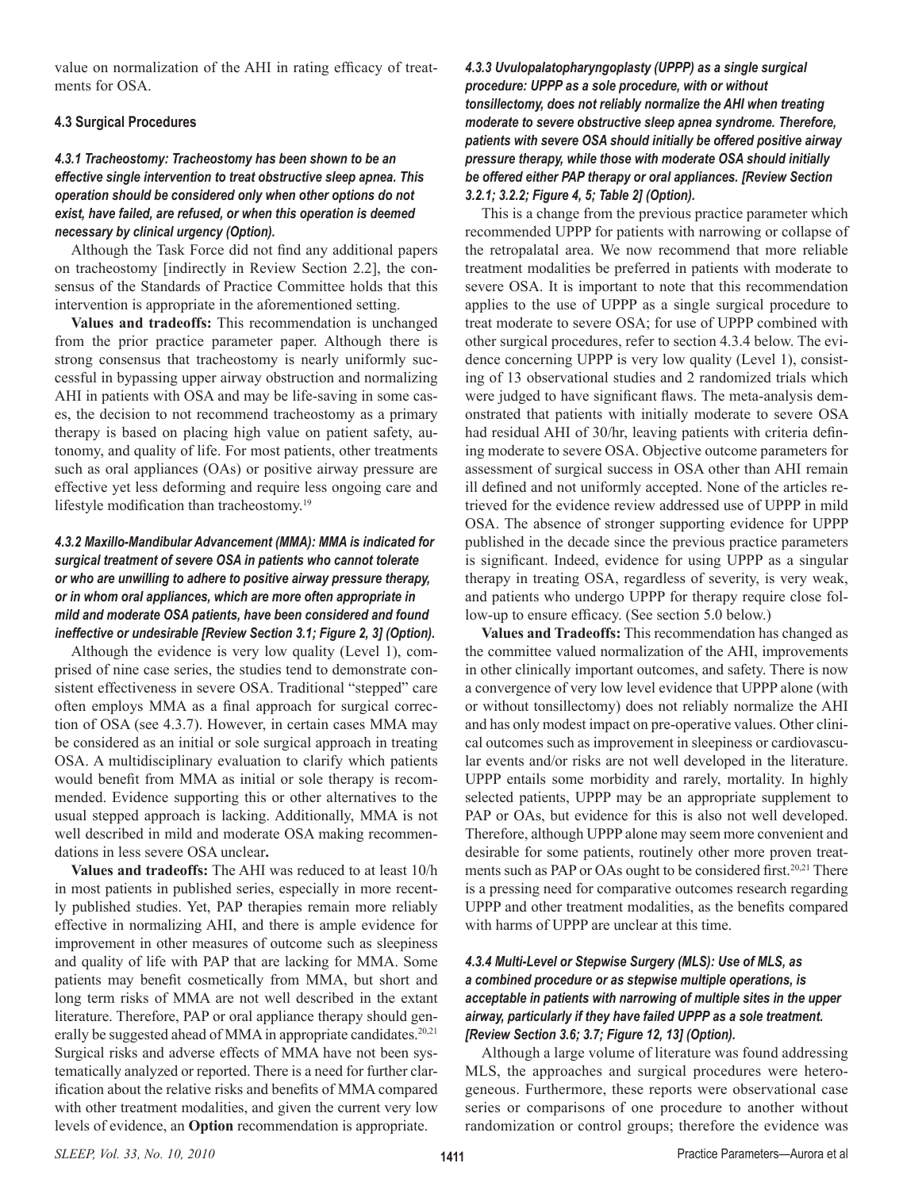value on normalization of the AHI in rating efficacy of treatments for OSA.

### 4.3 Surgical Procedures

***4.3.1 Tracheostomy: Tracheostomy has been shown to be an effective single intervention to treat obstructive sleep apnea. This operation should be considered only when other options do not exist, have failed, are refused, or when this operation is deemed necessary by clinical urgency (Option).***

Although the Task Force did not find any additional papers on tracheostomy [indirectly in Review Section 2.2], the consensus of the Standards of Practice Committee holds that this intervention is appropriate in the aforementioned setting.

**Values and tradeoffs:** This recommendation is unchanged from the prior practice parameter paper. Although there is strong consensus that tracheostomy is nearly uniformly successful in bypassing upper airway obstruction and normalizing AHI in patients with OSA and may be life-saving in some cases, the decision to not recommend tracheostomy as a primary therapy is based on placing high value on patient safety, autonomy, and quality of life. For most patients, other treatments such as oral appliances (OAs) or positive airway pressure are effective yet less deforming and require less ongoing care and lifestyle modification than tracheostomy.[19]

***4.3.2 Maxillo-Mandibular Advancement (MMA): MMA is indicated for surgical treatment of severe OSA in patients who cannot tolerate or who are unwilling to adhere to positive airway pressure therapy, or in whom oral appliances, which are more often appropriate in mild and moderate OSA patients, have been considered and found ineffective or undesirable [Review Section 3.1; Figure 2, 3] (Option).***

Although the evidence is very low quality (Level 1), comprised of nine case series, the studies tend to demonstrate consistent effectiveness in severe OSA. Traditional "stepped" care often employs MMA as a final approach for surgical correction of OSA (see 4.3.7). However, in certain cases MMA may be considered as an initial or sole surgical approach in treating OSA. A multidisciplinary evaluation to clarify which patients would benefit from MMA as initial or sole therapy is recommended. Evidence supporting this or other alternatives to the usual stepped approach is lacking. Additionally, MMA is not well described in mild and moderate OSA making recommendations in less severe OSA unclear**.**

**Values and tradeoffs:** The AHI was reduced to at least 10/h in most patients in published series, especially in more recently published studies. Yet, PAP therapies remain more reliably effective in normalizing AHI, and there is ample evidence for improvement in other measures of outcome such as sleepiness and quality of life with PAP that are lacking for MMA. Some patients may benefit cosmetically from MMA, but short and long term risks of MMA are not well described in the extant literature. Therefore, PAP or oral appliance therapy should generally be suggested ahead of MMA in appropriate candidates.[20,21] Surgical risks and adverse effects of MMA have not been systematically analyzed or reported. There is a need for further clarification about the relative risks and benefits of MMA compared with other treatment modalities, and given the current very low levels of evidence, an **Option** recommendation is appropriate.

***4.3.3 Uvulopalatopharyngoplasty (UPPP) as a single surgical procedure: UPPP as a sole procedure, with or without tonsillectomy, does not reliably normalize the AHI when treating moderate to severe obstructive sleep apnea syndrome. Therefore, patients with severe OSA should initially be offered positive airway pressure therapy, while those with moderate OSA should initially be offered either PAP therapy or oral appliances. [Review Section 3.2.1; 3.2.2; Figure 4, 5; Table 2] (Option).***

This is a change from the previous practice parameter which recommended UPPP for patients with narrowing or collapse of the retropalatal area. We now recommend that more reliable treatment modalities be preferred in patients with moderate to severe OSA. It is important to note that this recommendation applies to the use of UPPP as a single surgical procedure to treat moderate to severe OSA; for use of UPPP combined with other surgical procedures, refer to section 4.3.4 below. The evidence concerning UPPP is very low quality (Level 1), consisting of 13 observational studies and 2 randomized trials which were judged to have significant flaws. The meta-analysis demonstrated that patients with initially moderate to severe OSA had residual AHI of 30/hr, leaving patients with criteria defining moderate to severe OSA. Objective outcome parameters for assessment of surgical success in OSA other than AHI remain ill defined and not uniformly accepted. None of the articles retrieved for the evidence review addressed use of UPPP in mild OSA. The absence of stronger supporting evidence for UPPP published in the decade since the previous practice parameters is significant. Indeed, evidence for using UPPP as a singular therapy in treating OSA, regardless of severity, is very weak, and patients who undergo UPPP for therapy require close follow-up to ensure efficacy. (See section 5.0 below.)

**Values and Tradeoffs:** This recommendation has changed as the committee valued normalization of the AHI, improvements in other clinically important outcomes, and safety. There is now a convergence of very low level evidence that UPPP alone (with or without tonsillectomy) does not reliably normalize the AHI and has only modest impact on pre-operative values. Other clinical outcomes such as improvement in sleepiness or cardiovascular events and/or risks are not well developed in the literature. UPPP entails some morbidity and rarely, mortality. In highly selected patients, UPPP may be an appropriate supplement to PAP or OAs, but evidence for this is also not well developed. Therefore, although UPPP alone may seem more convenient and desirable for some patients, routinely other more proven treatments such as PAP or OAs ought to be considered first.[20,21] There is a pressing need for comparative outcomes research regarding UPPP and other treatment modalities, as the benefits compared with harms of UPPP are unclear at this time.

***4.3.4 Multi-Level or Stepwise Surgery (MLS): Use of MLS, as a combined procedure or as stepwise multiple operations, is acceptable in patients with narrowing of multiple sites in the upper airway, particularly if they have failed UPPP as a sole treatment. [Review Section 3.6; 3.7; Figure 12, 13] (Option).***

Although a large volume of literature was found addressing MLS, the approaches and surgical procedures were heterogeneous. Furthermore, these reports were observational case series or comparisons of one procedure to another without randomization or control groups; therefore the evidence was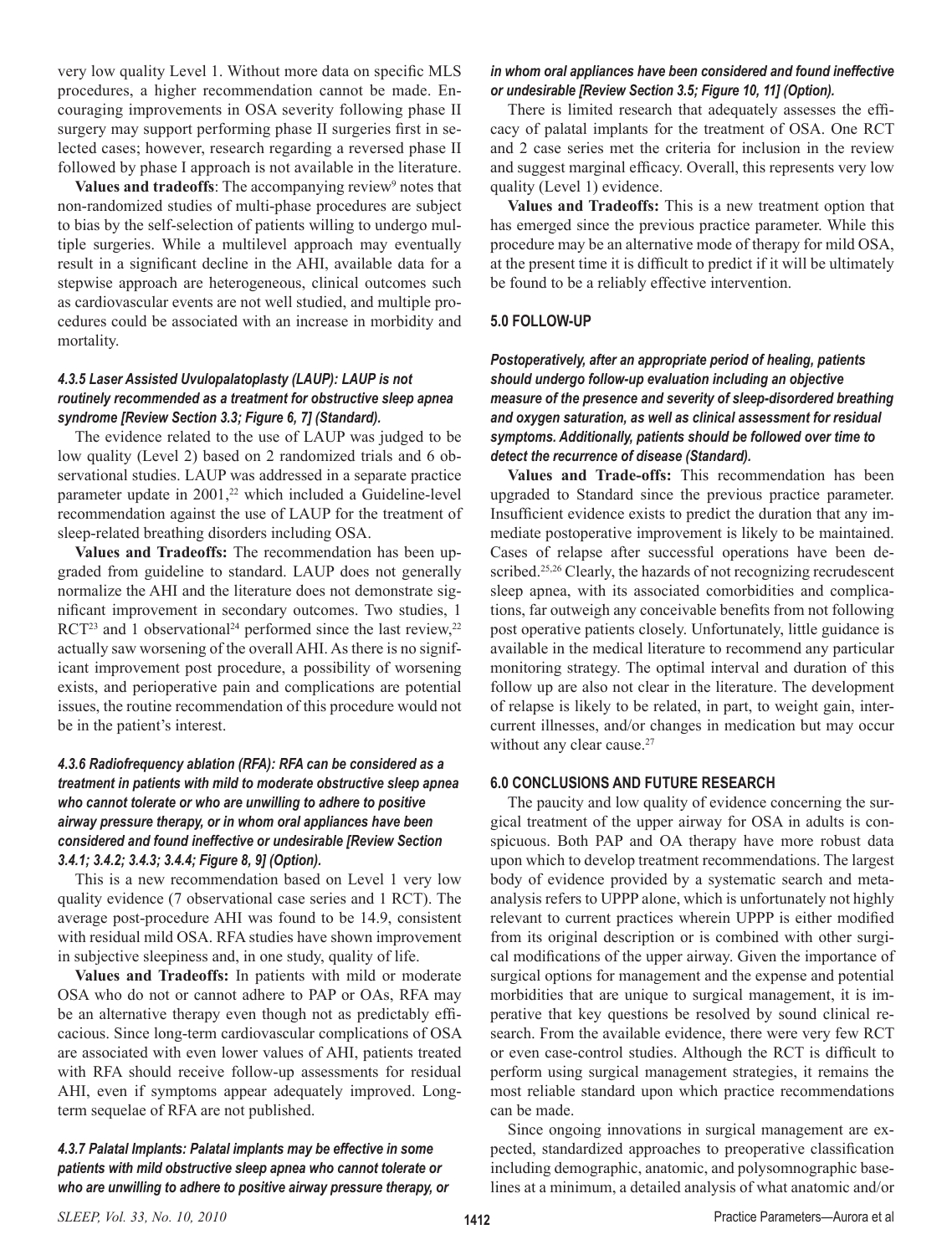very low quality Level 1. Without more data on specific MLS procedures, a higher recommendation cannot be made. Encouraging improvements in OSA severity following phase II surgery may support performing phase II surgeries first in selected cases; however, research regarding a reversed phase II followed by phase I approach is not available in the literature.

**Values and tradeoffs**: The accompanying review[9] notes that non-randomized studies of multi-phase procedures are subject to bias by the self-selection of patients willing to undergo multiple surgeries. While a multilevel approach may eventually result in a significant decline in the AHI, available data for a stepwise approach are heterogeneous, clinical outcomes such as cardiovascular events are not well studied, and multiple procedures could be associated with an increase in morbidity and mortality.

#### *4.3.5 Laser Assisted Uvulopalatoplasty (LAUP): LAUP is not routinely recommended as a treatment for obstructive sleep apnea syndrome [Review Section 3.3; Figure 6, 7] (Standard).*

The evidence related to the use of LAUP was judged to be low quality (Level 2) based on 2 randomized trials and 6 observational studies. LAUP was addressed in a separate practice parameter update in 2001,[22] which included a Guideline-level recommendation against the use of LAUP for the treatment of sleep-related breathing disorders including OSA.

**Values and Tradeoffs:** The recommendation has been upgraded from guideline to standard. LAUP does not generally normalize the AHI and the literature does not demonstrate significant improvement in secondary outcomes. Two studies, 1 RCT[23] and 1 observational[24] performed since the last review,[22] actually saw worsening of the overall AHI. As there is no significant improvement post procedure, a possibility of worsening exists, and perioperative pain and complications are potential issues, the routine recommendation of this procedure would not be in the patient's interest.

#### *4.3.6 Radiofrequency ablation (RFA): RFA can be considered as a treatment in patients with mild to moderate obstructive sleep apnea who cannot tolerate or who are unwilling to adhere to positive airway pressure therapy, or in whom oral appliances have been considered and found ineffective or undesirable [Review Section 3.4.1; 3.4.2; 3.4.3; 3.4.4; Figure 8, 9] (Option).*

This is a new recommendation based on Level 1 very low quality evidence (7 observational case series and 1 RCT). The average post-procedure AHI was found to be 14.9, consistent with residual mild OSA. RFA studies have shown improvement in subjective sleepiness and, in one study, quality of life.

**Values and Tradeoffs:** In patients with mild or moderate OSA who do not or cannot adhere to PAP or OAs, RFA may be an alternative therapy even though not as predictably efficacious. Since long-term cardiovascular complications of OSA are associated with even lower values of AHI, patients treated with RFA should receive follow-up assessments for residual AHI, even if symptoms appear adequately improved. Long-term sequelae of RFA are not published.

#### *4.3.7 Palatal Implants: Palatal implants may be effective in some patients with mild obstructive sleep apnea who cannot tolerate or who are unwilling to adhere to positive airway pressure therapy, or in whom oral appliances have been considered and found ineffective or undesirable [Review Section 3.5; Figure 10, 11] (Option).*

There is limited research that adequately assesses the efficacy of palatal implants for the treatment of OSA. One RCT and 2 case series met the criteria for inclusion in the review and suggest marginal efficacy. Overall, this represents very low quality (Level 1) evidence.

**Values and Tradeoffs:** This is a new treatment option that has emerged since the previous practice parameter. While this procedure may be an alternative mode of therapy for mild OSA, at the present time it is difficult to predict if it will be ultimately be found to be a reliably effective intervention.

## 5.0 FOLLOW-UP

***Postoperatively, after an appropriate period of healing, patients should undergo follow-up evaluation including an objective measure of the presence and severity of sleep-disordered breathing and oxygen saturation, as well as clinical assessment for residual symptoms. Additionally, patients should be followed over time to detect the recurrence of disease (Standard).***

**Values and Trade-offs:** This recommendation has been upgraded to Standard since the previous practice parameter. Insufficient evidence exists to predict the duration that any immediate postoperative improvement is likely to be maintained. Cases of relapse after successful operations have been described.[25,26] Clearly, the hazards of not recognizing recrudescent sleep apnea, with its associated comorbidities and complications, far outweigh any conceivable benefits from not following post operative patients closely. Unfortunately, little guidance is available in the medical literature to recommend any particular monitoring strategy. The optimal interval and duration of this follow up are also not clear in the literature. The development of relapse is likely to be related, in part, to weight gain, intercurrent illnesses, and/or changes in medication but may occur without any clear cause.[27]

## 6.0 CONCLUSIONS AND FUTURE RESEARCH

The paucity and low quality of evidence concerning the surgical treatment of the upper airway for OSA in adults is conspicuous. Both PAP and OA therapy have more robust data upon which to develop treatment recommendations. The largest body of evidence provided by a systematic search and meta-analysis refers to UPPP alone, which is unfortunately not highly relevant to current practices wherein UPPP is either modified from its original description or is combined with other surgical modifications of the upper airway. Given the importance of surgical options for management and the expense and potential morbidities that are unique to surgical management, it is imperative that key questions be resolved by sound clinical research. From the available evidence, there were very few RCT or even case-control studies. Although the RCT is difficult to perform using surgical management strategies, it remains the most reliable standard upon which practice recommendations can be made.

Since ongoing innovations in surgical management are expected, standardized approaches to preoperative classification including demographic, anatomic, and polysomnographic baselines at a minimum, a detailed analysis of what anatomic and/or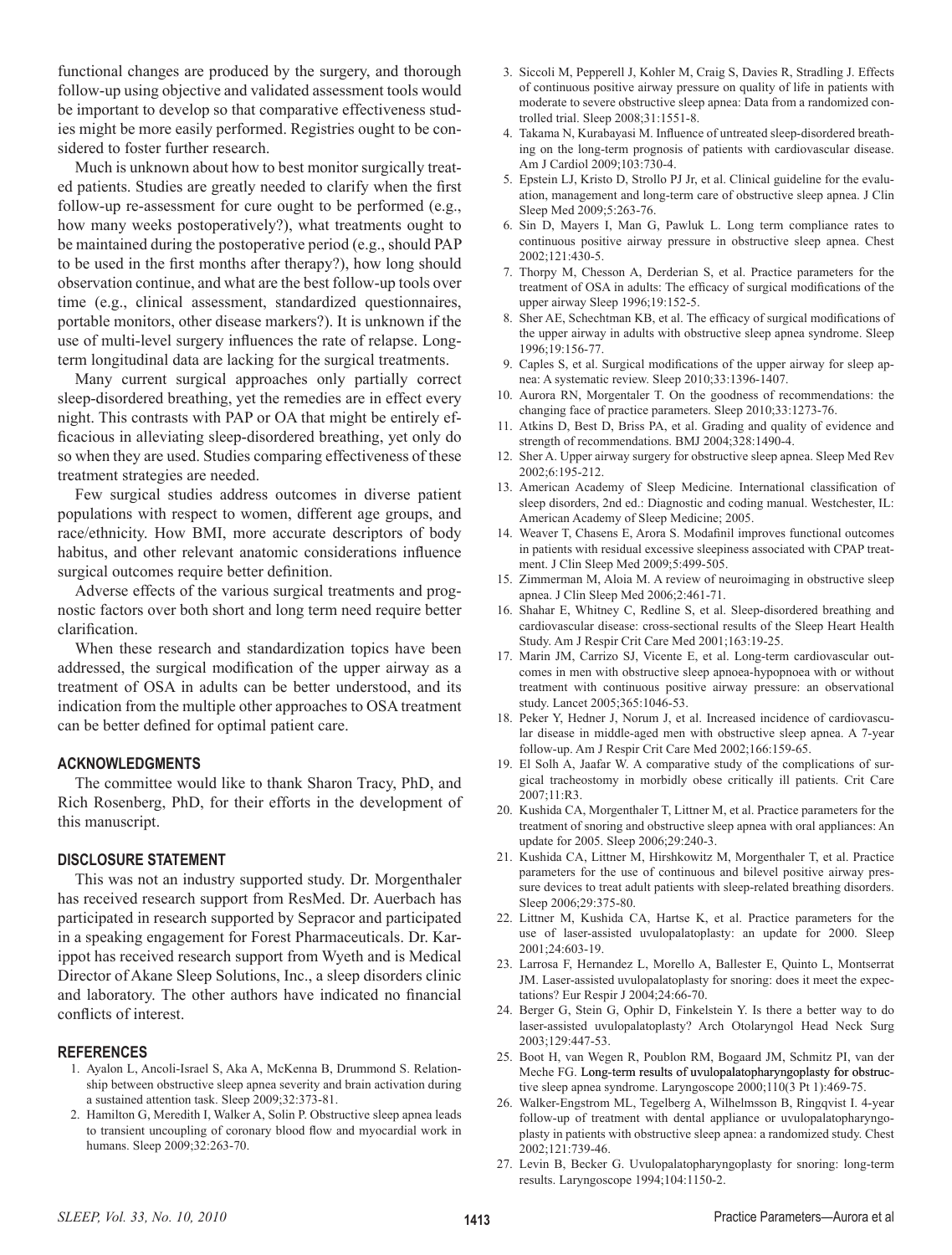functional changes are produced by the surgery, and thorough follow-up using objective and validated assessment tools would be important to develop so that comparative effectiveness studies might be more easily performed. Registries ought to be considered to foster further research.

Much is unknown about how to best monitor surgically treated patients. Studies are greatly needed to clarify when the first follow-up re-assessment for cure ought to be performed (e.g., how many weeks postoperatively?), what treatments ought to be maintained during the postoperative period (e.g., should PAP to be used in the first months after therapy?), how long should observation continue, and what are the best follow-up tools over time (e.g., clinical assessment, standardized questionnaires, portable monitors, other disease markers?). It is unknown if the use of multi-level surgery influences the rate of relapse. Long-term longitudinal data are lacking for the surgical treatments.

Many current surgical approaches only partially correct sleep-disordered breathing, yet the remedies are in effect every night. This contrasts with PAP or OA that might be entirely efficacious in alleviating sleep-disordered breathing, yet only do so when they are used. Studies comparing effectiveness of these treatment strategies are needed.

Few surgical studies address outcomes in diverse patient populations with respect to women, different age groups, and race/ethnicity. How BMI, more accurate descriptors of body habitus, and other relevant anatomic considerations influence surgical outcomes require better definition.

Adverse effects of the various surgical treatments and prognostic factors over both short and long term need require better clarification.

When these research and standardization topics have been addressed, the surgical modification of the upper airway as a treatment of OSA in adults can be better understood, and its indication from the multiple other approaches to OSA treatment can be better defined for optimal patient care.

## ACKNOWLEDGMENTS

The committee would like to thank Sharon Tracy, PhD, and Rich Rosenberg, PhD, for their efforts in the development of this manuscript.

## DISCLOSURE STATEMENT

This was not an industry supported study. Dr. Morgenthaler has received research support from ResMed. Dr. Auerbach has participated in research supported by Sepracor and participated in a speaking engagement for Forest Pharmaceuticals. Dr. Karippot has received research support from Wyeth and is Medical Director of Akane Sleep Solutions, Inc., a sleep disorders clinic and laboratory. The other authors have indicated no financial conflicts of interest.

## REFERENCES

1. Ayalon L, Ancoli-Israel S, Aka A, McKenna B, Drummond S. Relationship between obstructive sleep apnea severity and brain activation during a sustained attention task. Sleep 2009;32:373-81.
2. Hamilton G, Meredith I, Walker A, Solin P. Obstructive sleep apnea leads to transient uncoupling of coronary blood flow and myocardial work in humans. Sleep 2009;32:263-70.
3. Siccoli M, Pepperell J, Kohler M, Craig S, Davies R, Stradling J. Effects of continuous positive airway pressure on quality of life in patients with moderate to severe obstructive sleep apnea: Data from a randomized controlled trial. Sleep 2008;31:1551-8.
4. Takama N, Kurabayasi M. Influence of untreated sleep-disordered breathing on the long-term prognosis of patients with cardiovascular disease. Am J Cardiol 2009;103:730-4.
5. Epstein LJ, Kristo D, Strollo PJ Jr, et al. Clinical guideline for the evaluation, management and long-term care of obstructive sleep apnea. J Clin Sleep Med 2009;5:263-76.
6. Sin D, Mayers I, Man G, Pawluk L. Long term compliance rates to continuous positive airway pressure in obstructive sleep apnea. Chest 2002;121:430-5.
7. Thorpy M, Chesson A, Derderian S, et al. Practice parameters for the treatment of OSA in adults: The efficacy of surgical modifications of the upper airway Sleep 1996;19:152-5.
8. Sher AE, Schechtman KB, et al. The efficacy of surgical modifications of the upper airway in adults with obstructive sleep apnea syndrome. Sleep 1996;19:156-77.
9. Caples S, et al. Surgical modifications of the upper airway for sleep apnea: A systematic review. Sleep 2010;33:1396-1407.
10. Aurora RN, Morgentaler T. On the goodness of recommendations: the changing face of practice parameters. Sleep 2010;33:1273-76.
11. Atkins D, Best D, Briss PA, et al. Grading and quality of evidence and strength of recommendations. BMJ 2004;328:1490-4.
12. Sher A. Upper airway surgery for obstructive sleep apnea. Sleep Med Rev 2002;6:195-212.
13. American Academy of Sleep Medicine. International classification of sleep disorders, 2nd ed.: Diagnostic and coding manual. Westchester, IL: American Academy of Sleep Medicine; 2005.
14. Weaver T, Chasens E, Arora S. Modafinil improves functional outcomes in patients with residual excessive sleepiness associated with CPAP treatment. J Clin Sleep Med 2009;5:499-505.
15. Zimmerman M, Aloia M. A review of neuroimaging in obstructive sleep apnea. J Clin Sleep Med 2006;2:461-71.
16. Shahar E, Whitney C, Redline S, et al. Sleep-disordered breathing and cardiovascular disease: cross-sectional results of the Sleep Heart Health Study. Am J Respir Crit Care Med 2001;163:19-25.
17. Marin JM, Carrizo SJ, Vicente E, et al. Long-term cardiovascular outcomes in men with obstructive sleep apnoea-hypopnoea with or without treatment with continuous positive airway pressure: an observational study. Lancet 2005;365:1046-53.
18. Peker Y, Hedner J, Norum J, et al. Increased incidence of cardiovascular disease in middle-aged men with obstructive sleep apnea. A 7-year follow-up. Am J Respir Crit Care Med 2002;166:159-65.
19. El Solh A, Jaafar W. A comparative study of the complications of surgical tracheostomy in morbidly obese critically ill patients. Crit Care 2007;11:R3.
20. Kushida CA, Morgenthaler T, Littner M, et al. Practice parameters for the treatment of snoring and obstructive sleep apnea with oral appliances: An update for 2005. Sleep 2006;29:240-3.
21. Kushida CA, Littner M, Hirshkowitz M, Morgenthaler T, et al. Practice parameters for the use of continuous and bilevel positive airway pressure devices to treat adult patients with sleep-related breathing disorders. Sleep 2006;29:375-80.
22. Littner M, Kushida CA, Hartse K, et al. Practice parameters for the use of laser-assisted uvulopalatoplasty: an update for 2000. Sleep 2001;24:603-19.
23. Larrosa F, Hernandez L, Morello A, Ballester E, Quinto L, Montserrat JM. Laser-assisted uvulopalatoplasty for snoring: does it meet the expectations? Eur Respir J 2004;24:66-70.
24. Berger G, Stein G, Ophir D, Finkelstein Y. Is there a better way to do laser-assisted uvulopalatoplasty? Arch Otolaryngol Head Neck Surg 2003;129:447-53.
25. Boot H, van Wegen R, Poublon RM, Bogaard JM, Schmitz PI, van der Meche FG. Long-term results of uvulopalatopharyngoplasty for obstructive sleep apnea syndrome. Laryngoscope 2000;110(3 Pt 1):469-75.
26. Walker-Engstrom ML, Tegelberg A, Wilhelmsson B, Ringqvist I. 4-year follow-up of treatment with dental appliance or uvulopalatopharyngoplasty in patients with obstructive sleep apnea: a randomized study. Chest 2002;121:739-46.
27. Levin B, Becker G. Uvulopalatopharyngoplasty for snoring: long-term results. Laryngoscope 1994;104:1150-2.